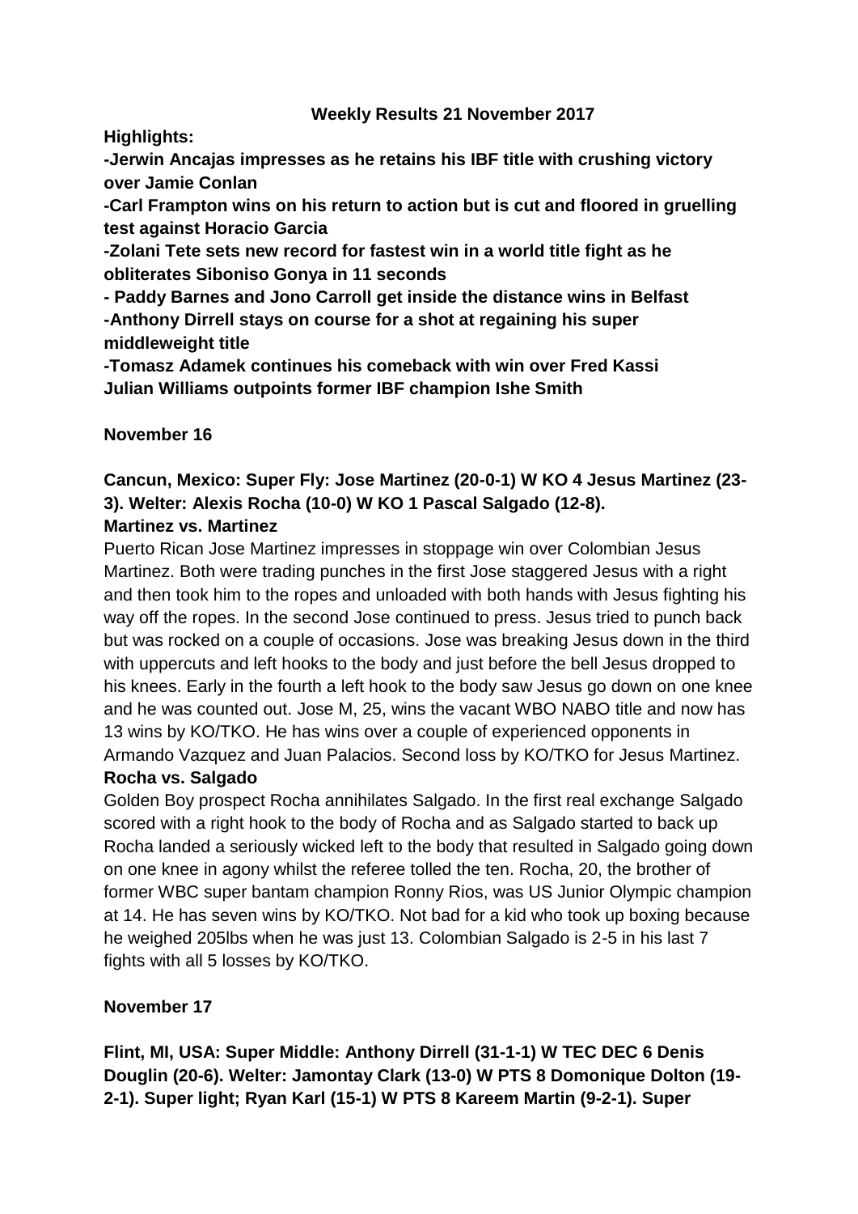**Weekly Results 21 November 2017**

**Highlights:**

**-Jerwin Ancajas impresses as he retains his IBF title with crushing victory over Jamie Conlan**

**-Carl Frampton wins on his return to action but is cut and floored in gruelling test against Horacio Garcia**

**-Zolani Tete sets new record for fastest win in a world title fight as he obliterates Siboniso Gonya in 11 seconds**

**- Paddy Barnes and Jono Carroll get inside the distance wins in Belfast**

**-Anthony Dirrell stays on course for a shot at regaining his super middleweight title**

**-Tomasz Adamek continues his comeback with win over Fred Kassi**

**Julian Williams outpoints former IBF champion Ishe Smith**

**November 16**

**Cancun, Mexico: Super Fly: Jose Martinez (20-0-1) W KO 4 Jesus Martinez (23-3). Welter: Alexis Rocha (10-0) W KO 1 Pascal Salgado (12-8).**

**Martinez vs. Martinez**

Puerto Rican Jose Martinez impresses in stoppage win over Colombian Jesus Martinez. Both were trading punches in the first Jose staggered Jesus with a right and then took him to the ropes and unloaded with both hands with Jesus fighting his way off the ropes. In the second Jose continued to press. Jesus tried to punch back but was rocked on a couple of occasions. Jose was breaking Jesus down in the third with uppercuts and left hooks to the body and just before the bell Jesus dropped to his knees. Early in the fourth a left hook to the body saw Jesus go down on one knee and he was counted out. Jose M, 25, wins the vacant WBO NABO title and now has 13 wins by KO/TKO. He has wins over a couple of experienced opponents in Armando Vazquez and Juan Palacios. Second loss by KO/TKO for Jesus Martinez.

**Rocha vs. Salgado**

Golden Boy prospect Rocha annihilates Salgado. In the first real exchange Salgado scored with a right hook to the body of Rocha and as Salgado started to back up Rocha landed a seriously wicked left to the body that resulted in Salgado going down on one knee in agony whilst the referee tolled the ten. Rocha, 20, the brother of former WBC super bantam champion Ronny Rios, was US Junior Olympic champion at 14. He has seven wins by KO/TKO. Not bad for a kid who took up boxing because he weighed 205lbs when he was just 13. Colombian Salgado is 2-5 in his last 7 fights with all 5 losses by KO/TKO.

**November 17**

**Flint, MI, USA: Super Middle: Anthony Dirrell (31-1-1) W TEC DEC 6 Denis Douglin (20-6). Welter: Jamontay Clark (13-0) W PTS 8 Domonique Dolton (19-2-1). Super light; Ryan Karl (15-1) W PTS 8 Kareem Martin (9-2-1). Super**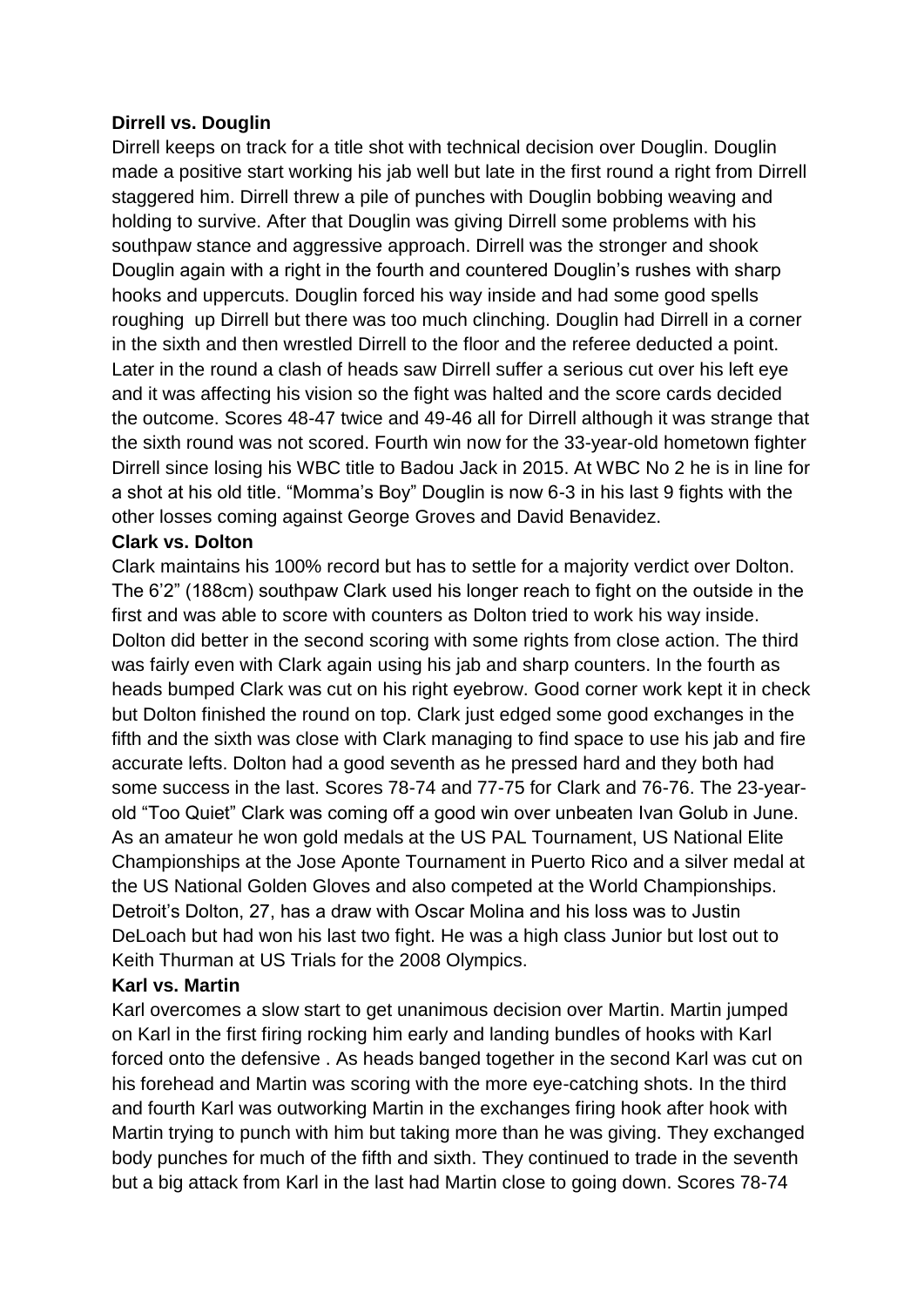**Dirrell vs. Douglin**

Dirrell keeps on track for a title shot with technical decision over Douglin. Douglin made a positive start working his jab well but late in the first round a right from Dirrell staggered him. Dirrell threw a pile of punches with Douglin bobbing weaving and holding to survive. After that Douglin was giving Dirrell some problems with his southpaw stance and aggressive approach. Dirrell was the stronger and shook Douglin again with a right in the fourth and countered Douglin's rushes with sharp hooks and uppercuts. Douglin forced his way inside and had some good spells roughing up Dirrell but there was too much clinching. Douglin had Dirrell in a corner in the sixth and then wrestled Dirrell to the floor and the referee deducted a point. Later in the round a clash of heads saw Dirrell suffer a serious cut over his left eye and it was affecting his vision so the fight was halted and the score cards decided the outcome. Scores 48-47 twice and 49-46 all for Dirrell although it was strange that the sixth round was not scored. Fourth win now for the 33-year-old hometown fighter Dirrell since losing his WBC title to Badou Jack in 2015. At WBC No 2 he is in line for a shot at his old title. "Momma's Boy" Douglin is now 6-3 in his last 9 fights with the other losses coming against George Groves and David Benavidez.

**Clark vs. Dolton**

Clark maintains his 100% record but has to settle for a majority verdict over Dolton. The 6'2" (188cm) southpaw Clark used his longer reach to fight on the outside in the first and was able to score with counters as Dolton tried to work his way inside. Dolton did better in the second scoring with some rights from close action. The third was fairly even with Clark again using his jab and sharp counters. In the fourth as heads bumped Clark was cut on his right eyebrow. Good corner work kept it in check but Dolton finished the round on top. Clark just edged some good exchanges in the fifth and the sixth was close with Clark managing to find space to use his jab and fire accurate lefts. Dolton had a good seventh as he pressed hard and they both had some success in the last. Scores 78-74 and 77-75 for Clark and 76-76. The 23-year-old "Too Quiet" Clark was coming off a good win over unbeaten Ivan Golub in June. As an amateur he won gold medals at the US PAL Tournament, US National Elite Championships at the Jose Aponte Tournament in Puerto Rico and a silver medal at the US National Golden Gloves and also competed at the World Championships. Detroit's Dolton, 27, has a draw with Oscar Molina and his loss was to Justin DeLoach but had won his last two fight. He was a high class Junior but lost out to Keith Thurman at US Trials for the 2008 Olympics.

**Karl vs. Martin**

Karl overcomes a slow start to get unanimous decision over Martin. Martin jumped on Karl in the first firing rocking him early and landing bundles of hooks with Karl forced onto the defensive . As heads banged together in the second Karl was cut on his forehead and Martin was scoring with the more eye-catching shots. In the third and fourth Karl was outworking Martin in the exchanges firing hook after hook with Martin trying to punch with him but taking more than he was giving. They exchanged body punches for much of the fifth and sixth. They continued to trade in the seventh but a big attack from Karl in the last had Martin close to going down. Scores 78-74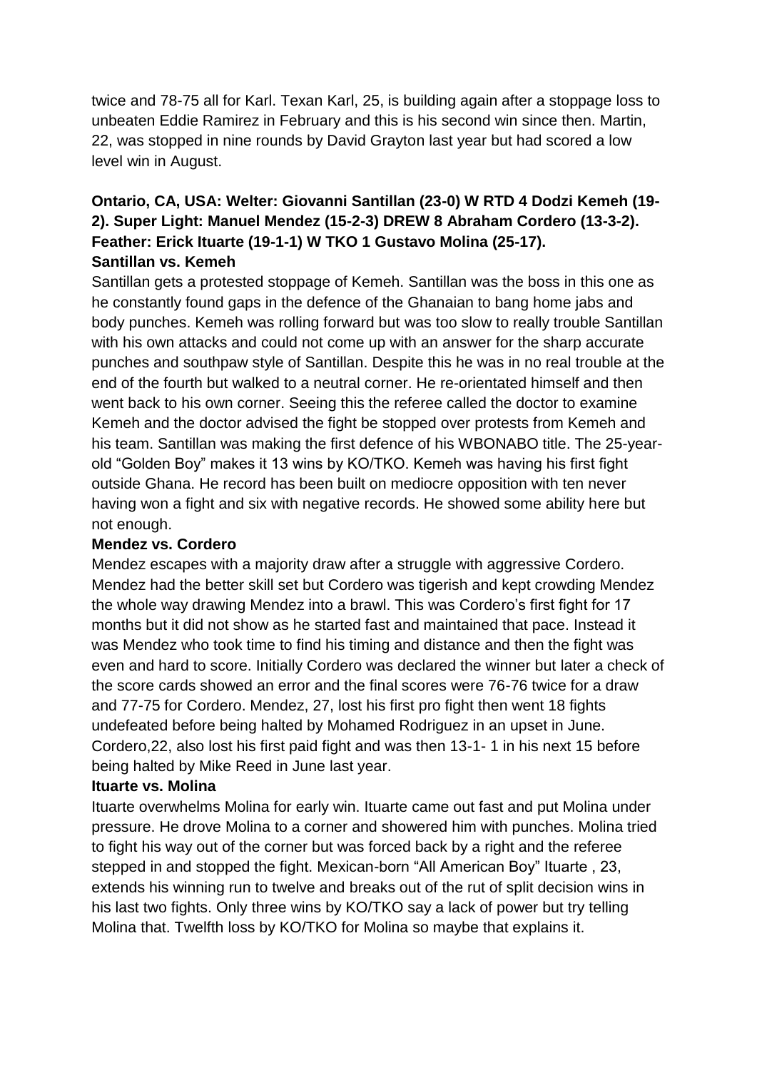twice and 78-75 all for Karl. Texan Karl, 25, is building again after a stoppage loss to unbeaten Eddie Ramirez in February and this is his second win since then. Martin, 22, was stopped in nine rounds by David Grayton last year but had scored a low level win in August.

**Ontario, CA, USA: Welter: Giovanni Santillan (23-0) W RTD 4 Dodzi Kemeh (19-2). Super Light: Manuel Mendez (15-2-3) DREW 8 Abraham Cordero (13-3-2). Feather: Erick Ituarte (19-1-1) W TKO 1 Gustavo Molina (25-17).**

**Santillan vs. Kemeh**

Santillan gets a protested stoppage of Kemeh. Santillan was the boss in this one as he constantly found gaps in the defence of the Ghanaian to bang home jabs and body punches. Kemeh was rolling forward but was too slow to really trouble Santillan with his own attacks and could not come up with an answer for the sharp accurate punches and southpaw style of Santillan. Despite this he was in no real trouble at the end of the fourth but walked to a neutral corner. He re-orientated himself and then went back to his own corner. Seeing this the referee called the doctor to examine Kemeh and the doctor advised the fight be stopped over protests from Kemeh and his team. Santillan was making the first defence of his WBONABO title. The 25-year-old "Golden Boy" makes it 13 wins by KO/TKO. Kemeh was having his first fight outside Ghana. He record has been built on mediocre opposition with ten never having won a fight and six with negative records. He showed some ability here but not enough.

**Mendez vs. Cordero**

Mendez escapes with a majority draw after a struggle with aggressive Cordero. Mendez had the better skill set but Cordero was tigerish and kept crowding Mendez the whole way drawing Mendez into a brawl. This was Cordero's first fight for 17 months but it did not show as he started fast and maintained that pace. Instead it was Mendez who took time to find his timing and distance and then the fight was even and hard to score. Initially Cordero was declared the winner but later a check of the score cards showed an error and the final scores were 76-76 twice for a draw and 77-75 for Cordero. Mendez, 27, lost his first pro fight then went 18 fights undefeated before being halted by Mohamed Rodriguez in an upset in June. Cordero,22, also lost his first paid fight and was then 13-1- 1 in his next 15 before being halted by Mike Reed in June last year.

**Ituarte vs. Molina**

Ituarte overwhelms Molina for early win. Ituarte came out fast and put Molina under pressure. He drove Molina to a corner and showered him with punches. Molina tried to fight his way out of the corner but was forced back by a right and the referee stepped in and stopped the fight. Mexican-born "All American Boy" Ituarte , 23, extends his winning run to twelve and breaks out of the rut of split decision wins in his last two fights. Only three wins by KO/TKO say a lack of power but try telling Molina that. Twelfth loss by KO/TKO for Molina so maybe that explains it.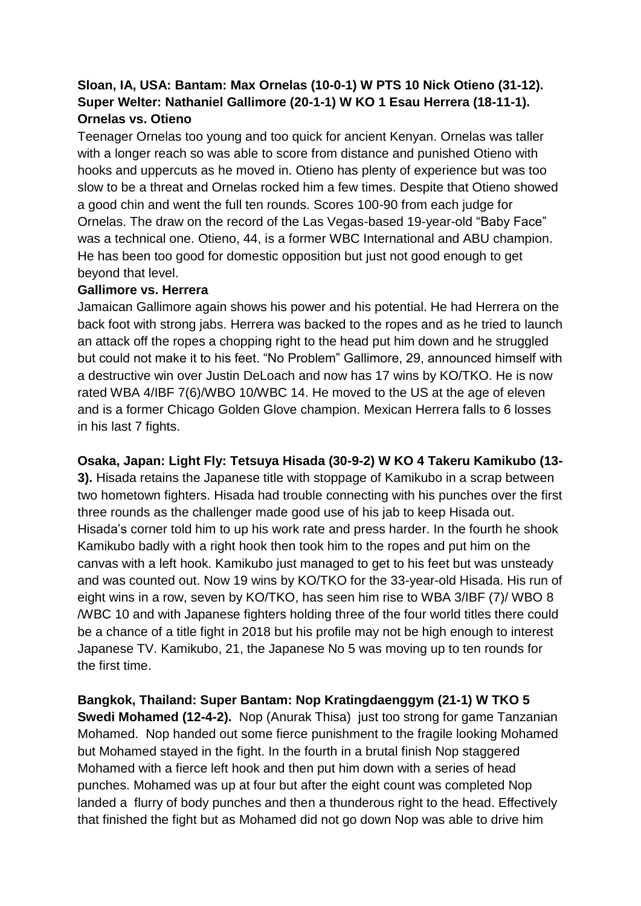**Sloan, IA, USA: Bantam: Max Ornelas (10-0-1) W PTS 10 Nick Otieno (31-12). Super Welter: Nathaniel Gallimore (20-1-1) W KO 1 Esau Herrera (18-11-1).**

**Ornelas vs. Otieno**

Teenager Ornelas too young and too quick for ancient Kenyan. Ornelas was taller with a longer reach so was able to score from distance and punished Otieno with hooks and uppercuts as he moved in. Otieno has plenty of experience but was too slow to be a threat and Ornelas rocked him a few times. Despite that Otieno showed a good chin and went the full ten rounds. Scores 100-90 from each judge for Ornelas. The draw on the record of the Las Vegas-based 19-year-old "Baby Face" was a technical one. Otieno, 44, is a former WBC International and ABU champion. He has been too good for domestic opposition but just not good enough to get beyond that level.

**Gallimore vs. Herrera**

Jamaican Gallimore again shows his power and his potential. He had Herrera on the back foot with strong jabs. Herrera was backed to the ropes and as he tried to launch an attack off the ropes a chopping right to the head put him down and he struggled but could not make it to his feet. "No Problem" Gallimore, 29, announced himself with a destructive win over Justin DeLoach and now has 17 wins by KO/TKO. He is now rated WBA 4/IBF 7(6)/WBO 10/WBC 14. He moved to the US at the age of eleven and is a former Chicago Golden Glove champion. Mexican Herrera falls to 6 losses in his last 7 fights.

**Osaka, Japan: Light Fly: Tetsuya Hisada (30-9-2) W KO 4 Takeru Kamikubo (13-3).** Hisada retains the Japanese title with stoppage of Kamikubo in a scrap between two hometown fighters. Hisada had trouble connecting with his punches over the first three rounds as the challenger made good use of his jab to keep Hisada out. Hisada's corner told him to up his work rate and press harder. In the fourth he shook Kamikubo badly with a right hook then took him to the ropes and put him on the canvas with a left hook. Kamikubo just managed to get to his feet but was unsteady and was counted out. Now 19 wins by KO/TKO for the 33-year-old Hisada. His run of eight wins in a row, seven by KO/TKO, has seen him rise to WBA 3/IBF (7)/ WBO 8 /WBC 10 and with Japanese fighters holding three of the four world titles there could be a chance of a title fight in 2018 but his profile may not be high enough to interest Japanese TV. Kamikubo, 21, the Japanese No 5 was moving up to ten rounds for the first time.

**Bangkok, Thailand: Super Bantam: Nop Kratingdaenggym (21-1) W TKO 5 Swedi Mohamed (12-4-2).** Nop (Anurak Thisa) just too strong for game Tanzanian Mohamed. Nop handed out some fierce punishment to the fragile looking Mohamed but Mohamed stayed in the fight. In the fourth in a brutal finish Nop staggered Mohamed with a fierce left hook and then put him down with a series of head punches. Mohamed was up at four but after the eight count was completed Nop landed a flurry of body punches and then a thunderous right to the head. Effectively that finished the fight but as Mohamed did not go down Nop was able to drive him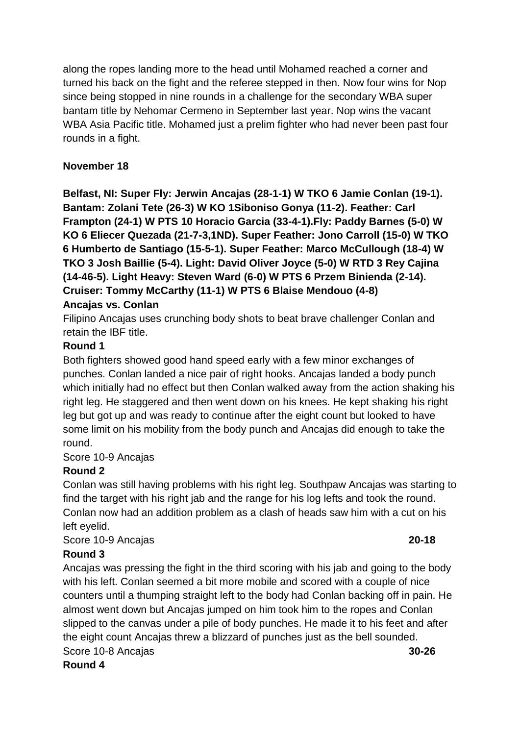along the ropes landing more to the head until Mohamed reached a corner and turned his back on the fight and the referee stepped in then. Now four wins for Nop since being stopped in nine rounds in a challenge for the secondary WBA super bantam title by Nehomar Cermeno in September last year. Nop wins the vacant WBA Asia Pacific title. Mohamed just a prelim fighter who had never been past four rounds in a fight.

**November 18**

**Belfast, NI: Super Fly: Jerwin Ancajas (28-1-1) W TKO 6 Jamie Conlan (19-1). Bantam: Zolani Tete (26-3) W KO 1Siboniso Gonya (11-2). Feather: Carl Frampton (24-1) W PTS 10 Horacio Garcia (33-4-1).Fly: Paddy Barnes (5-0) W KO 6 Eliecer Quezada (21-7-3,1ND). Super Feather: Jono Carroll (15-0) W TKO 6 Humberto de Santiago (15-5-1). Super Feather: Marco McCullough (18-4) W TKO 3 Josh Baillie (5-4). Light: David Oliver Joyce (5-0) W RTD 3 Rey Cajina (14-46-5). Light Heavy: Steven Ward (6-0) W PTS 6 Przem Binienda (2-14). Cruiser: Tommy McCarthy (11-1) W PTS 6 Blaise Mendouo (4-8)**

**Ancajas vs. Conlan**

Filipino Ancajas uses crunching body shots to beat brave challenger Conlan and retain the IBF title.

**Round 1**

Both fighters showed good hand speed early with a few minor exchanges of punches. Conlan landed a nice pair of right hooks. Ancajas landed a body punch which initially had no effect but then Conlan walked away from the action shaking his right leg. He staggered and then went down on his knees. He kept shaking his right leg but got up and was ready to continue after the eight count but looked to have some limit on his mobility from the body punch and Ancajas did enough to take the round.

Score 10-9 Ancajas

**Round 2**

Conlan was still having problems with his right leg. Southpaw Ancajas was starting to find the target with his right jab and the range for his log lefts and took the round. Conlan now had an addition problem as a clash of heads saw him with a cut on his left eyelid.

Score 10-9 Ancajas **20-18**

**Round 3**

Ancajas was pressing the fight in the third scoring with his jab and going to the body with his left. Conlan seemed a bit more mobile and scored with a couple of nice counters until a thumping straight left to the body had Conlan backing off in pain. He almost went down but Ancajas jumped on him took him to the ropes and Conlan slipped to the canvas under a pile of body punches. He made it to his feet and after the eight count Ancajas threw a blizzard of punches just as the bell sounded.

Score 10-8 Ancajas **30-26**

**Round 4**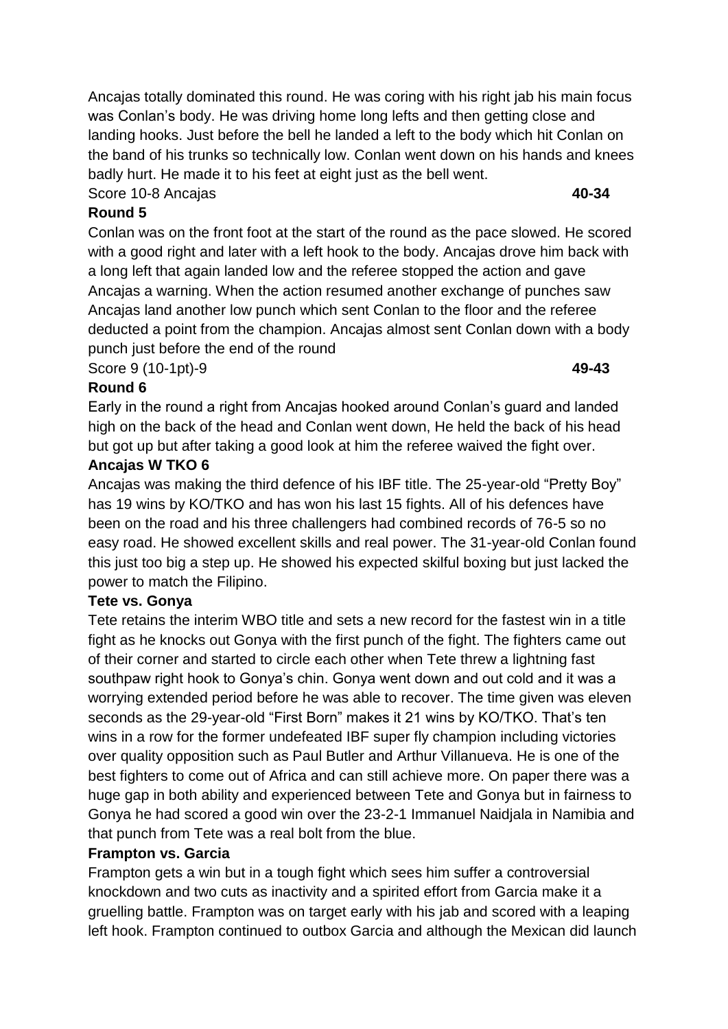Ancajas totally dominated this round. He was coring with his right jab his main focus was Conlan's body. He was driving home long lefts and then getting close and landing hooks. Just before the bell he landed a left to the body which hit Conlan on the band of his trunks so technically low. Conlan went down on his hands and knees badly hurt. He made it to his feet at eight just as the bell went.

Score 10-8 Ancajas **40-34**

**Round 5**

Conlan was on the front foot at the start of the round as the pace slowed. He scored with a good right and later with a left hook to the body. Ancajas drove him back with a long left that again landed low and the referee stopped the action and gave Ancajas a warning. When the action resumed another exchange of punches saw Ancajas land another low punch which sent Conlan to the floor and the referee deducted a point from the champion. Ancajas almost sent Conlan down with a body punch just before the end of the round

Score 9 (10-1pt)-9 **49-43**

**Round 6**

Early in the round a right from Ancajas hooked around Conlan's guard and landed high on the back of the head and Conlan went down, He held the back of his head but got up but after taking a good look at him the referee waived the fight over.

**Ancajas W TKO 6**

Ancajas was making the third defence of his IBF title. The 25-year-old "Pretty Boy" has 19 wins by KO/TKO and has won his last 15 fights. All of his defences have been on the road and his three challengers had combined records of 76-5 so no easy road. He showed excellent skills and real power. The 31-year-old Conlan found this just too big a step up. He showed his expected skilful boxing but just lacked the power to match the Filipino.

**Tete vs. Gonya**

Tete retains the interim WBO title and sets a new record for the fastest win in a title fight as he knocks out Gonya with the first punch of the fight. The fighters came out of their corner and started to circle each other when Tete threw a lightning fast southpaw right hook to Gonya's chin. Gonya went down and out cold and it was a worrying extended period before he was able to recover. The time given was eleven seconds as the 29-year-old "First Born" makes it 21 wins by KO/TKO. That's ten wins in a row for the former undefeated IBF super fly champion including victories over quality opposition such as Paul Butler and Arthur Villanueva. He is one of the best fighters to come out of Africa and can still achieve more. On paper there was a huge gap in both ability and experienced between Tete and Gonya but in fairness to Gonya he had scored a good win over the 23-2-1 Immanuel Naidjala in Namibia and that punch from Tete was a real bolt from the blue.

**Frampton vs. Garcia**

Frampton gets a win but in a tough fight which sees him suffer a controversial knockdown and two cuts as inactivity and a spirited effort from Garcia make it a gruelling battle. Frampton was on target early with his jab and scored with a leaping left hook. Frampton continued to outbox Garcia and although the Mexican did launch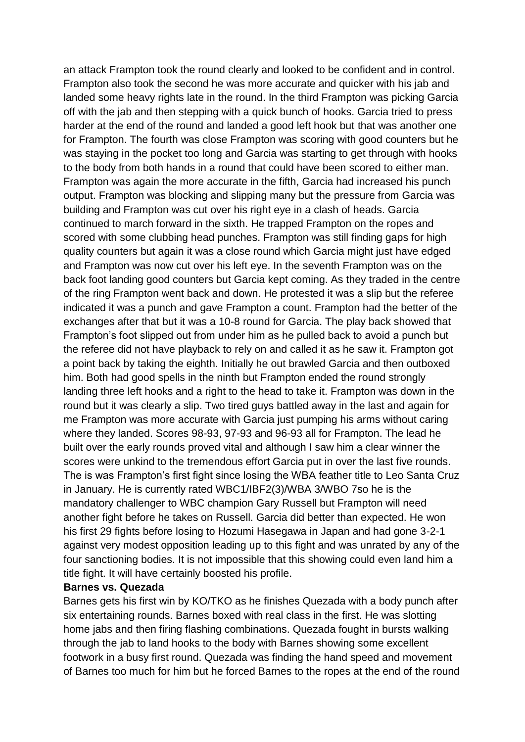an attack Frampton took the round clearly and looked to be confident and in control. Frampton also took the second he was more accurate and quicker with his jab and landed some heavy rights late in the round. In the third Frampton was picking Garcia off with the jab and then stepping with a quick bunch of hooks. Garcia tried to press harder at the end of the round and landed a good left hook but that was another one for Frampton. The fourth was close Frampton was scoring with good counters but he was staying in the pocket too long and Garcia was starting to get through with hooks to the body from both hands in a round that could have been scored to either man. Frampton was again the more accurate in the fifth, Garcia had increased his punch output. Frampton was blocking and slipping many but the pressure from Garcia was building and Frampton was cut over his right eye in a clash of heads. Garcia continued to march forward in the sixth. He trapped Frampton on the ropes and scored with some clubbing head punches. Frampton was still finding gaps for high quality counters but again it was a close round which Garcia might just have edged and Frampton was now cut over his left eye. In the seventh Frampton was on the back foot landing good counters but Garcia kept coming. As they traded in the centre of the ring Frampton went back and down. He protested it was a slip but the referee indicated it was a punch and gave Frampton a count. Frampton had the better of the exchanges after that but it was a 10-8 round for Garcia. The play back showed that Frampton's foot slipped out from under him as he pulled back to avoid a punch but the referee did not have playback to rely on and called it as he saw it. Frampton got a point back by taking the eighth. Initially he out brawled Garcia and then outboxed him. Both had good spells in the ninth but Frampton ended the round strongly landing three left hooks and a right to the head to take it. Frampton was down in the round but it was clearly a slip. Two tired guys battled away in the last and again for me Frampton was more accurate with Garcia just pumping his arms without caring where they landed. Scores 98-93, 97-93 and 96-93 all for Frampton. The lead he built over the early rounds proved vital and although I saw him a clear winner the scores were unkind to the tremendous effort Garcia put in over the last five rounds. The is was Frampton's first fight since losing the WBA feather title to Leo Santa Cruz in January. He is currently rated WBC1/IBF2(3)/WBA 3/WBO 7so he is the mandatory challenger to WBC champion Gary Russell but Frampton will need another fight before he takes on Russell. Garcia did better than expected. He won his first 29 fights before losing to Hozumi Hasegawa in Japan and had gone 3-2-1 against very modest opposition leading up to this fight and was unrated by any of the four sanctioning bodies. It is not impossible that this showing could even land him a title fight. It will have certainly boosted his profile.

**Barnes vs. Quezada**

Barnes gets his first win by KO/TKO as he finishes Quezada with a body punch after six entertaining rounds. Barnes boxed with real class in the first. He was slotting home jabs and then firing flashing combinations. Quezada fought in bursts walking through the jab to land hooks to the body with Barnes showing some excellent footwork in a busy first round. Quezada was finding the hand speed and movement of Barnes too much for him but he forced Barnes to the ropes at the end of the round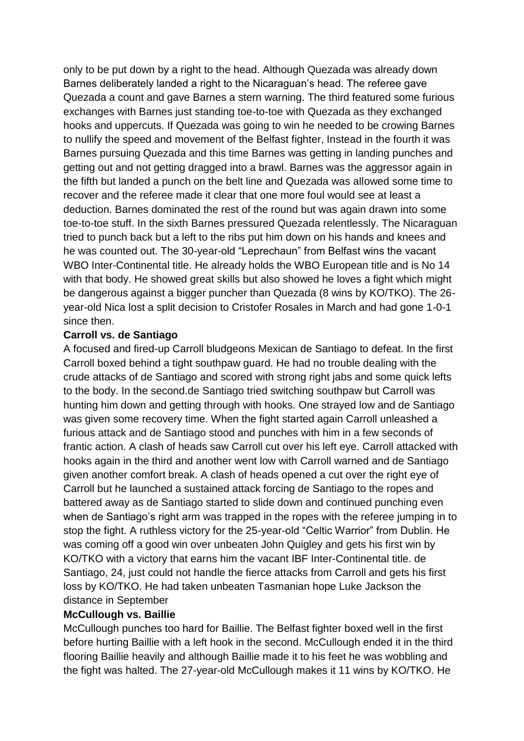only to be put down by a right to the head. Although Quezada was already down Barnes deliberately landed a right to the Nicaraguan's head. The referee gave Quezada a count and gave Barnes a stern warning. The third featured some furious exchanges with Barnes just standing toe-to-toe with Quezada as they exchanged hooks and uppercuts. If Quezada was going to win he needed to be crowing Barnes to nullify the speed and movement of the Belfast fighter, Instead in the fourth it was Barnes pursuing Quezada and this time Barnes was getting in landing punches and getting out and not getting dragged into a brawl. Barnes was the aggressor again in the fifth but landed a punch on the belt line and Quezada was allowed some time to recover and the referee made it clear that one more foul would see at least a deduction. Barnes dominated the rest of the round but was again drawn into some toe-to-toe stuff. In the sixth Barnes pressured Quezada relentlessly. The Nicaraguan tried to punch back but a left to the ribs put him down on his hands and knees and he was counted out. The 30-year-old "Leprechaun" from Belfast wins the vacant WBO Inter-Continental title. He already holds the WBO European title and is No 14 with that body. He showed great skills but also showed he loves a fight which might be dangerous against a bigger puncher than Quezada (8 wins by KO/TKO). The 26-year-old Nica lost a split decision to Cristofer Rosales in March and had gone 1-0-1 since then.

**Carroll vs. de Santiago**

A focused and fired-up Carroll bludgeons Mexican de Santiago to defeat. In the first Carroll boxed behind a tight southpaw guard. He had no trouble dealing with the crude attacks of de Santiago and scored with strong right jabs and some quick lefts to the body. In the second.de Santiago tried switching southpaw but Carroll was hunting him down and getting through with hooks. One strayed low and de Santiago was given some recovery time. When the fight started again Carroll unleashed a furious attack and de Santiago stood and punches with him in a few seconds of frantic action. A clash of heads saw Carroll cut over his left eye. Carroll attacked with hooks again in the third and another went low with Carroll warned and de Santiago given another comfort break. A clash of heads opened a cut over the right eye of Carroll but he launched a sustained attack forcing de Santiago to the ropes and battered away as de Santiago started to slide down and continued punching even when de Santiago's right arm was trapped in the ropes with the referee jumping in to stop the fight. A ruthless victory for the 25-year-old "Celtic Warrior" from Dublin. He was coming off a good win over unbeaten John Quigley and gets his first win by KO/TKO with a victory that earns him the vacant IBF Inter-Continental title. de Santiago, 24, just could not handle the fierce attacks from Carroll and gets his first loss by KO/TKO. He had taken unbeaten Tasmanian hope Luke Jackson the distance in September

**McCullough vs. Baillie**

McCullough punches too hard for Baillie. The Belfast fighter boxed well in the first before hurting Baillie with a left hook in the second. McCullough ended it in the third flooring Baillie heavily and although Baillie made it to his feet he was wobbling and the fight was halted. The 27-year-old McCullough makes it 11 wins by KO/TKO. He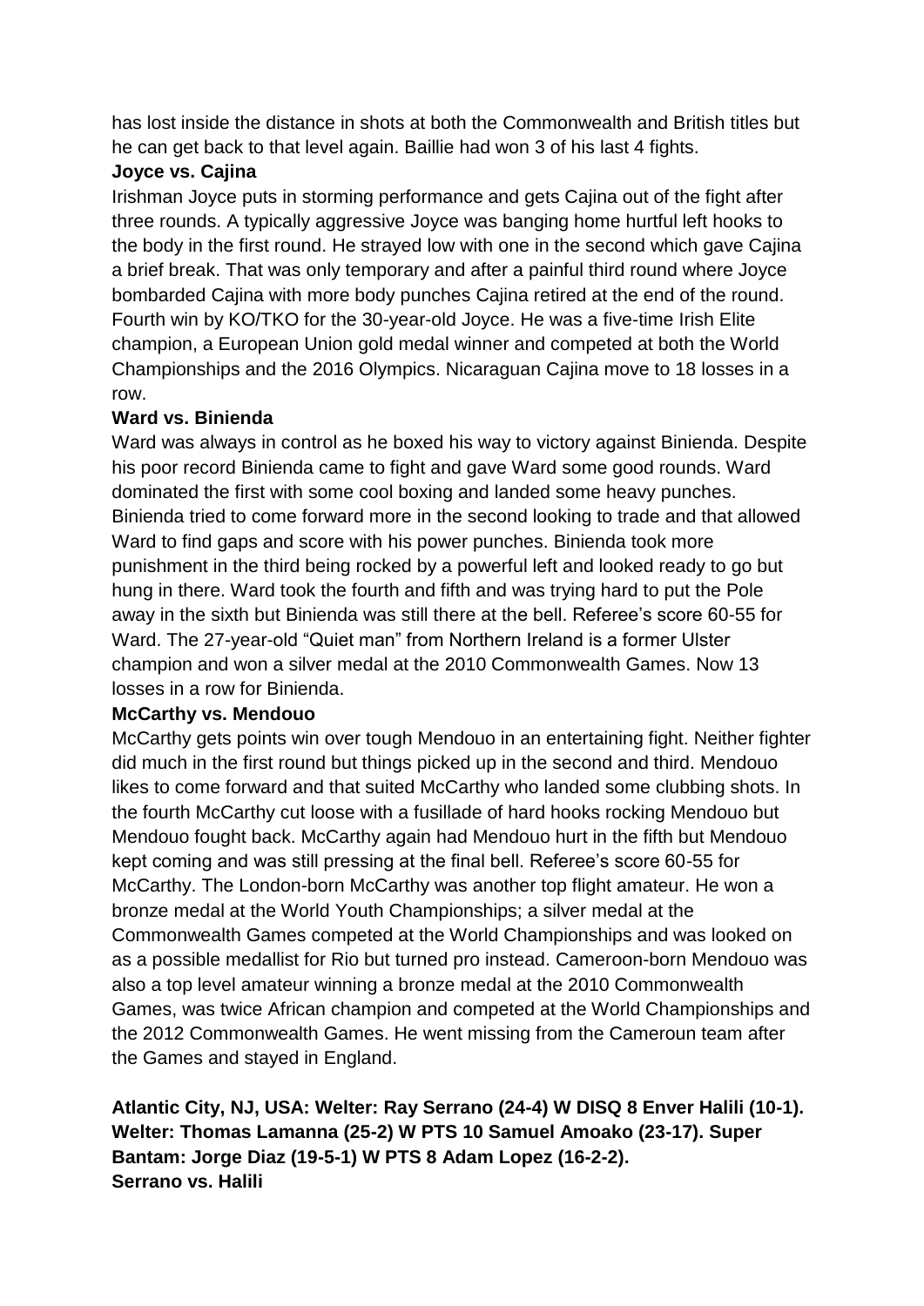has lost inside the distance in shots at both the Commonwealth and British titles but he can get back to that level again. Baillie had won 3 of his last 4 fights.

**Joyce vs. Cajina**

Irishman Joyce puts in storming performance and gets Cajina out of the fight after three rounds. A typically aggressive Joyce was banging home hurtful left hooks to the body in the first round. He strayed low with one in the second which gave Cajina a brief break. That was only temporary and after a painful third round where Joyce bombarded Cajina with more body punches Cajina retired at the end of the round. Fourth win by KO/TKO for the 30-year-old Joyce. He was a five-time Irish Elite champion, a European Union gold medal winner and competed at both the World Championships and the 2016 Olympics. Nicaraguan Cajina move to 18 losses in a row.

**Ward vs. Binienda**

Ward was always in control as he boxed his way to victory against Binienda. Despite his poor record Binienda came to fight and gave Ward some good rounds. Ward dominated the first with some cool boxing and landed some heavy punches. Binienda tried to come forward more in the second looking to trade and that allowed Ward to find gaps and score with his power punches. Binienda took more punishment in the third being rocked by a powerful left and looked ready to go but hung in there. Ward took the fourth and fifth and was trying hard to put the Pole away in the sixth but Binienda was still there at the bell. Referee's score 60-55 for Ward. The 27-year-old "Quiet man" from Northern Ireland is a former Ulster champion and won a silver medal at the 2010 Commonwealth Games. Now 13 losses in a row for Binienda.

**McCarthy vs. Mendouo**

McCarthy gets points win over tough Mendouo in an entertaining fight. Neither fighter did much in the first round but things picked up in the second and third. Mendouo likes to come forward and that suited McCarthy who landed some clubbing shots. In the fourth McCarthy cut loose with a fusillade of hard hooks rocking Mendouo but Mendouo fought back. McCarthy again had Mendouo hurt in the fifth but Mendouo kept coming and was still pressing at the final bell. Referee's score 60-55 for McCarthy. The London-born McCarthy was another top flight amateur. He won a bronze medal at the World Youth Championships; a silver medal at the Commonwealth Games competed at the World Championships and was looked on as a possible medallist for Rio but turned pro instead. Cameroon-born Mendouo was also a top level amateur winning a bronze medal at the 2010 Commonwealth Games, was twice African champion and competed at the World Championships and the 2012 Commonwealth Games. He went missing from the Cameroun team after the Games and stayed in England.

**Atlantic City, NJ, USA: Welter: Ray Serrano (24-4) W DISQ 8 Enver Halili (10-1). Welter: Thomas Lamanna (25-2) W PTS 10 Samuel Amoako (23-17). Super Bantam: Jorge Diaz (19-5-1) W PTS 8 Adam Lopez (16-2-2).**

**Serrano vs. Halili**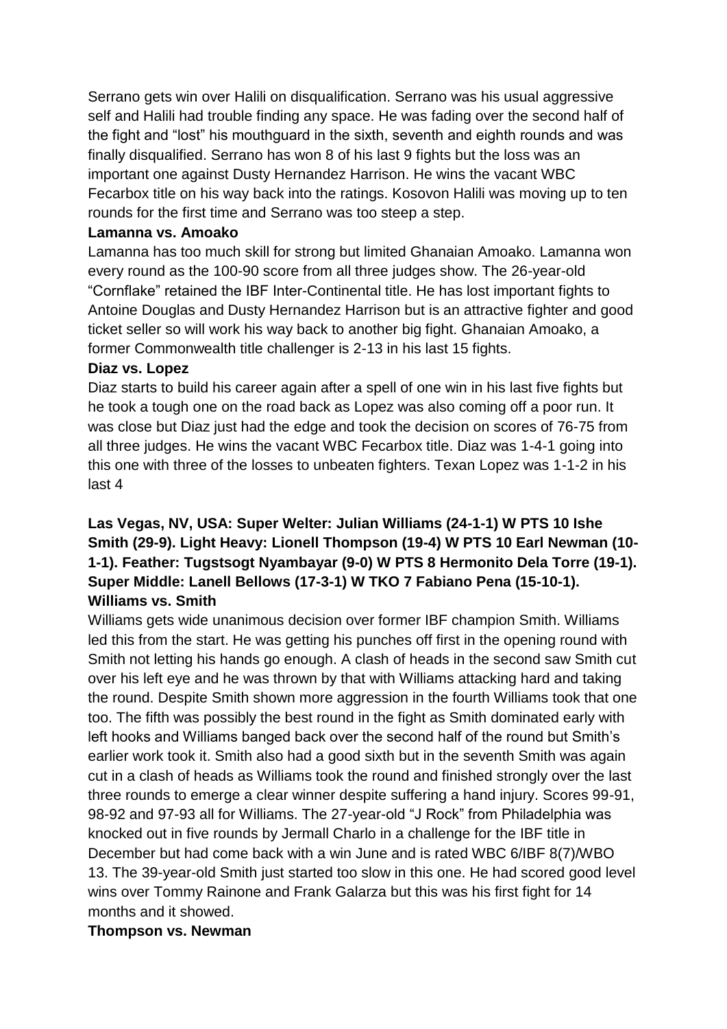Serrano gets win over Halili on disqualification. Serrano was his usual aggressive self and Halili had trouble finding any space. He was fading over the second half of the fight and "lost" his mouthguard in the sixth, seventh and eighth rounds and was finally disqualified. Serrano has won 8 of his last 9 fights but the loss was an important one against Dusty Hernandez Harrison. He wins the vacant WBC Fecarbox title on his way back into the ratings. Kosovon Halili was moving up to ten rounds for the first time and Serrano was too steep a step.

**Lamanna vs. Amoako**

Lamanna has too much skill for strong but limited Ghanaian Amoako. Lamanna won every round as the 100-90 score from all three judges show. The 26-year-old "Cornflake" retained the IBF Inter-Continental title. He has lost important fights to Antoine Douglas and Dusty Hernandez Harrison but is an attractive fighter and good ticket seller so will work his way back to another big fight. Ghanaian Amoako, a former Commonwealth title challenger is 2-13 in his last 15 fights.

**Diaz vs. Lopez**

Diaz starts to build his career again after a spell of one win in his last five fights but he took a tough one on the road back as Lopez was also coming off a poor run. It was close but Diaz just had the edge and took the decision on scores of 76-75 from all three judges. He wins the vacant WBC Fecarbox title. Diaz was 1-4-1 going into this one with three of the losses to unbeaten fighters. Texan Lopez was 1-1-2 in his last 4

**Las Vegas, NV, USA: Super Welter: Julian Williams (24-1-1) W PTS 10 Ishe Smith (29-9). Light Heavy: Lionell Thompson (19-4) W PTS 10 Earl Newman (10-1-1). Feather: Tugstsogt Nyambayar (9-0) W PTS 8 Hermonito Dela Torre (19-1). Super Middle: Lanell Bellows (17-3-1) W TKO 7 Fabiano Pena (15-10-1).**

**Williams vs. Smith**

Williams gets wide unanimous decision over former IBF champion Smith. Williams led this from the start. He was getting his punches off first in the opening round with Smith not letting his hands go enough. A clash of heads in the second saw Smith cut over his left eye and he was thrown by that with Williams attacking hard and taking the round. Despite Smith shown more aggression in the fourth Williams took that one too. The fifth was possibly the best round in the fight as Smith dominated early with left hooks and Williams banged back over the second half of the round but Smith's earlier work took it. Smith also had a good sixth but in the seventh Smith was again cut in a clash of heads as Williams took the round and finished strongly over the last three rounds to emerge a clear winner despite suffering a hand injury. Scores 99-91, 98-92 and 97-93 all for Williams. The 27-year-old "J Rock" from Philadelphia was knocked out in five rounds by Jermall Charlo in a challenge for the IBF title in December but had come back with a win June and is rated WBC 6/IBF 8(7)/WBO 13. The 39-year-old Smith just started too slow in this one. He had scored good level wins over Tommy Rainone and Frank Galarza but this was his first fight for 14 months and it showed.

**Thompson vs. Newman**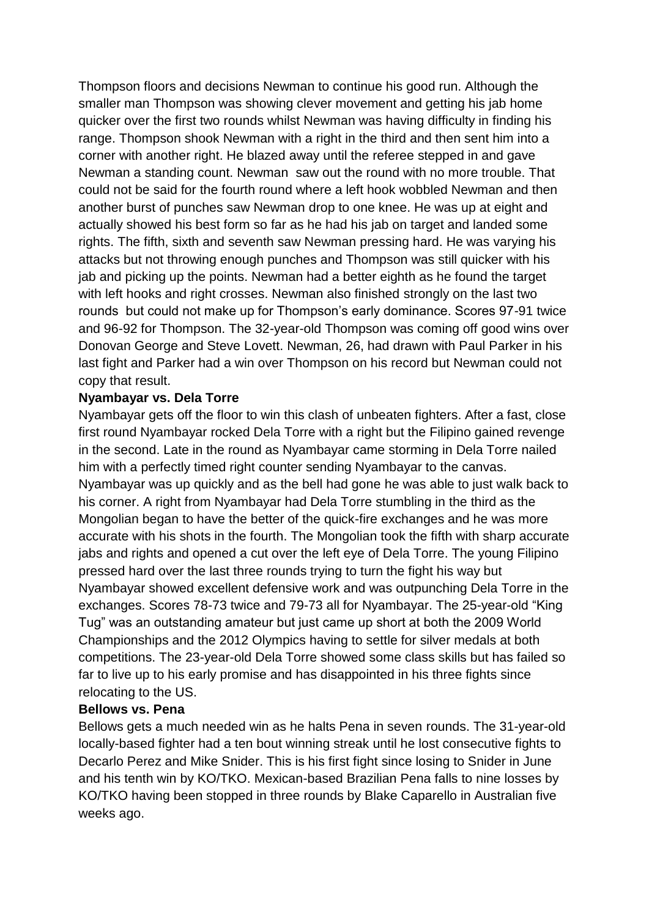Thompson floors and decisions Newman to continue his good run. Although the smaller man Thompson was showing clever movement and getting his jab home quicker over the first two rounds whilst Newman was having difficulty in finding his range. Thompson shook Newman with a right in the third and then sent him into a corner with another right. He blazed away until the referee stepped in and gave Newman a standing count. Newman saw out the round with no more trouble. That could not be said for the fourth round where a left hook wobbled Newman and then another burst of punches saw Newman drop to one knee. He was up at eight and actually showed his best form so far as he had his jab on target and landed some rights. The fifth, sixth and seventh saw Newman pressing hard. He was varying his attacks but not throwing enough punches and Thompson was still quicker with his jab and picking up the points. Newman had a better eighth as he found the target with left hooks and right crosses. Newman also finished strongly on the last two rounds but could not make up for Thompson's early dominance. Scores 97-91 twice and 96-92 for Thompson. The 32-year-old Thompson was coming off good wins over Donovan George and Steve Lovett. Newman, 26, had drawn with Paul Parker in his last fight and Parker had a win over Thompson on his record but Newman could not copy that result.

**Nyambayar vs. Dela Torre**

Nyambayar gets off the floor to win this clash of unbeaten fighters. After a fast, close first round Nyambayar rocked Dela Torre with a right but the Filipino gained revenge in the second. Late in the round as Nyambayar came storming in Dela Torre nailed him with a perfectly timed right counter sending Nyambayar to the canvas. Nyambayar was up quickly and as the bell had gone he was able to just walk back to his corner. A right from Nyambayar had Dela Torre stumbling in the third as the Mongolian began to have the better of the quick-fire exchanges and he was more accurate with his shots in the fourth. The Mongolian took the fifth with sharp accurate jabs and rights and opened a cut over the left eye of Dela Torre. The young Filipino pressed hard over the last three rounds trying to turn the fight his way but Nyambayar showed excellent defensive work and was outpunching Dela Torre in the exchanges. Scores 78-73 twice and 79-73 all for Nyambayar. The 25-year-old "King Tug" was an outstanding amateur but just came up short at both the 2009 World Championships and the 2012 Olympics having to settle for silver medals at both competitions. The 23-year-old Dela Torre showed some class skills but has failed so far to live up to his early promise and has disappointed in his three fights since relocating to the US.

**Bellows vs. Pena**

Bellows gets a much needed win as he halts Pena in seven rounds. The 31-year-old locally-based fighter had a ten bout winning streak until he lost consecutive fights to Decarlo Perez and Mike Snider. This is his first fight since losing to Snider in June and his tenth win by KO/TKO. Mexican-based Brazilian Pena falls to nine losses by KO/TKO having been stopped in three rounds by Blake Caparello in Australian five weeks ago.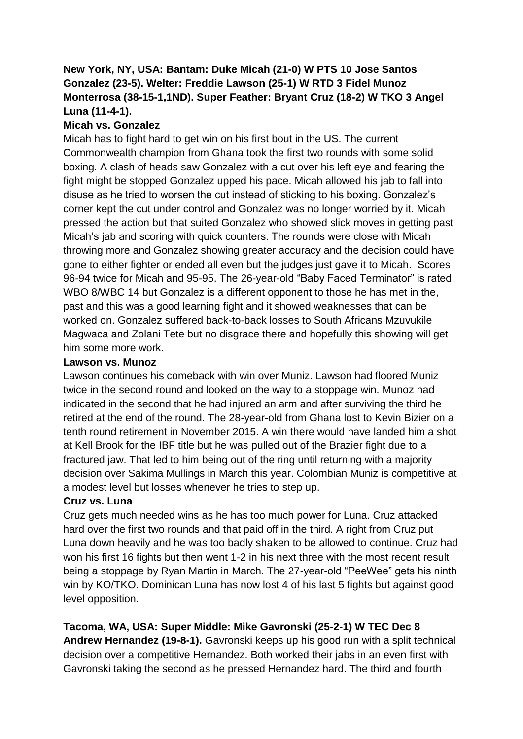**New York, NY, USA: Bantam: Duke Micah (21-0) W PTS 10 Jose Santos Gonzalez (23-5). Welter: Freddie Lawson (25-1) W RTD 3 Fidel Munoz Monterrosa (38-15-1,1ND). Super Feather: Bryant Cruz (18-2) W TKO 3 Angel Luna (11-4-1).**

**Micah vs. Gonzalez**

Micah has to fight hard to get win on his first bout in the US. The current Commonwealth champion from Ghana took the first two rounds with some solid boxing. A clash of heads saw Gonzalez with a cut over his left eye and fearing the fight might be stopped Gonzalez upped his pace. Micah allowed his jab to fall into disuse as he tried to worsen the cut instead of sticking to his boxing. Gonzalez's corner kept the cut under control and Gonzalez was no longer worried by it. Micah pressed the action but that suited Gonzalez who showed slick moves in getting past Micah's jab and scoring with quick counters. The rounds were close with Micah throwing more and Gonzalez showing greater accuracy and the decision could have gone to either fighter or ended all even but the judges just gave it to Micah. Scores 96-94 twice for Micah and 95-95. The 26-year-old "Baby Faced Terminator" is rated WBO 8/WBC 14 but Gonzalez is a different opponent to those he has met in the, past and this was a good learning fight and it showed weaknesses that can be worked on. Gonzalez suffered back-to-back losses to South Africans Mzuvukile Magwaca and Zolani Tete but no disgrace there and hopefully this showing will get him some more work.

**Lawson vs. Munoz**

Lawson continues his comeback with win over Muniz. Lawson had floored Muniz twice in the second round and looked on the way to a stoppage win. Munoz had indicated in the second that he had injured an arm and after surviving the third he retired at the end of the round. The 28-year-old from Ghana lost to Kevin Bizier on a tenth round retirement in November 2015. A win there would have landed him a shot at Kell Brook for the IBF title but he was pulled out of the Brazier fight due to a fractured jaw. That led to him being out of the ring until returning with a majority decision over Sakima Mullings in March this year. Colombian Muniz is competitive at a modest level but losses whenever he tries to step up.

**Cruz vs. Luna**

Cruz gets much needed wins as he has too much power for Luna. Cruz attacked hard over the first two rounds and that paid off in the third. A right from Cruz put Luna down heavily and he was too badly shaken to be allowed to continue. Cruz had won his first 16 fights but then went 1-2 in his next three with the most recent result being a stoppage by Ryan Martin in March. The 27-year-old "PeeWee" gets his ninth win by KO/TKO. Dominican Luna has now lost 4 of his last 5 fights but against good level opposition.

**Tacoma, WA, USA: Super Middle: Mike Gavronski (25-2-1) W TEC Dec 8 Andrew Hernandez (19-8-1).** Gavronski keeps up his good run with a split technical decision over a competitive Hernandez. Both worked their jabs in an even first with Gavronski taking the second as he pressed Hernandez hard. The third and fourth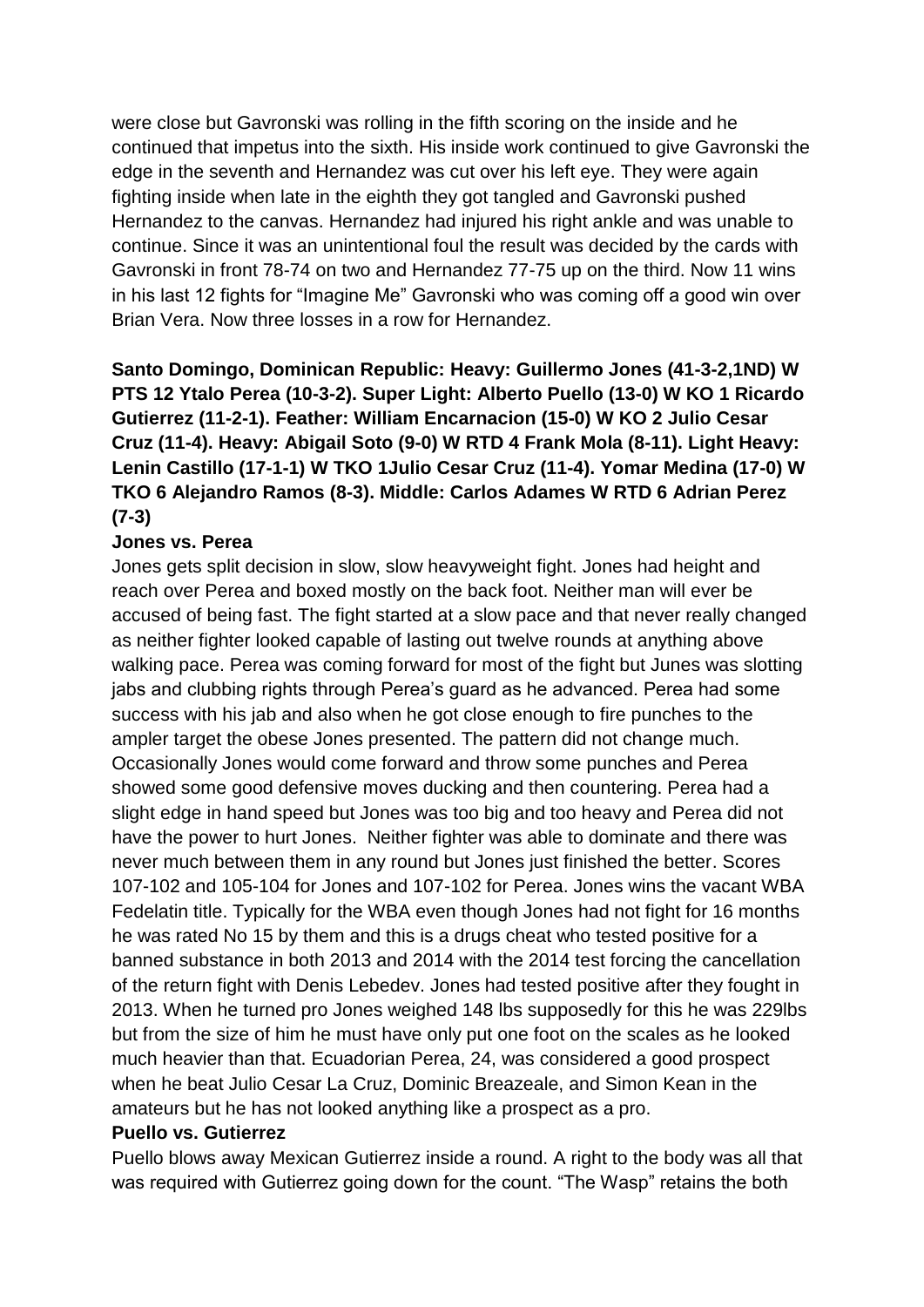were close but Gavronski was rolling in the fifth scoring on the inside and he continued that impetus into the sixth. His inside work continued to give Gavronski the edge in the seventh and Hernandez was cut over his left eye. They were again fighting inside when late in the eighth they got tangled and Gavronski pushed Hernandez to the canvas. Hernandez had injured his right ankle and was unable to continue. Since it was an unintentional foul the result was decided by the cards with Gavronski in front 78-74 on two and Hernandez 77-75 up on the third. Now 11 wins in his last 12 fights for "Imagine Me" Gavronski who was coming off a good win over Brian Vera. Now three losses in a row for Hernandez.

**Santo Domingo, Dominican Republic: Heavy: Guillermo Jones (41-3-2,1ND) W PTS 12 Ytalo Perea (10-3-2). Super Light: Alberto Puello (13-0) W KO 1 Ricardo Gutierrez (11-2-1). Feather: William Encarnacion (15-0) W KO 2 Julio Cesar Cruz (11-4). Heavy: Abigail Soto (9-0) W RTD 4 Frank Mola (8-11). Light Heavy: Lenin Castillo (17-1-1) W TKO 1Julio Cesar Cruz (11-4). Yomar Medina (17-0) W TKO 6 Alejandro Ramos (8-3). Middle: Carlos Adames W RTD 6 Adrian Perez (7-3)**

**Jones vs. Perea**

Jones gets split decision in slow, slow heavyweight fight. Jones had height and reach over Perea and boxed mostly on the back foot. Neither man will ever be accused of being fast. The fight started at a slow pace and that never really changed as neither fighter looked capable of lasting out twelve rounds at anything above walking pace. Perea was coming forward for most of the fight but Junes was slotting jabs and clubbing rights through Perea's guard as he advanced. Perea had some success with his jab and also when he got close enough to fire punches to the ampler target the obese Jones presented. The pattern did not change much. Occasionally Jones would come forward and throw some punches and Perea showed some good defensive moves ducking and then countering. Perea had a slight edge in hand speed but Jones was too big and too heavy and Perea did not have the power to hurt Jones. Neither fighter was able to dominate and there was never much between them in any round but Jones just finished the better. Scores 107-102 and 105-104 for Jones and 107-102 for Perea. Jones wins the vacant WBA Fedelatin title. Typically for the WBA even though Jones had not fight for 16 months he was rated No 15 by them and this is a drugs cheat who tested positive for a banned substance in both 2013 and 2014 with the 2014 test forcing the cancellation of the return fight with Denis Lebedev. Jones had tested positive after they fought in 2013. When he turned pro Jones weighed 148 lbs supposedly for this he was 229lbs but from the size of him he must have only put one foot on the scales as he looked much heavier than that. Ecuadorian Perea, 24, was considered a good prospect when he beat Julio Cesar La Cruz, Dominic Breazeale, and Simon Kean in the amateurs but he has not looked anything like a prospect as a pro.

**Puello vs. Gutierrez**

Puello blows away Mexican Gutierrez inside a round. A right to the body was all that was required with Gutierrez going down for the count. "The Wasp" retains the both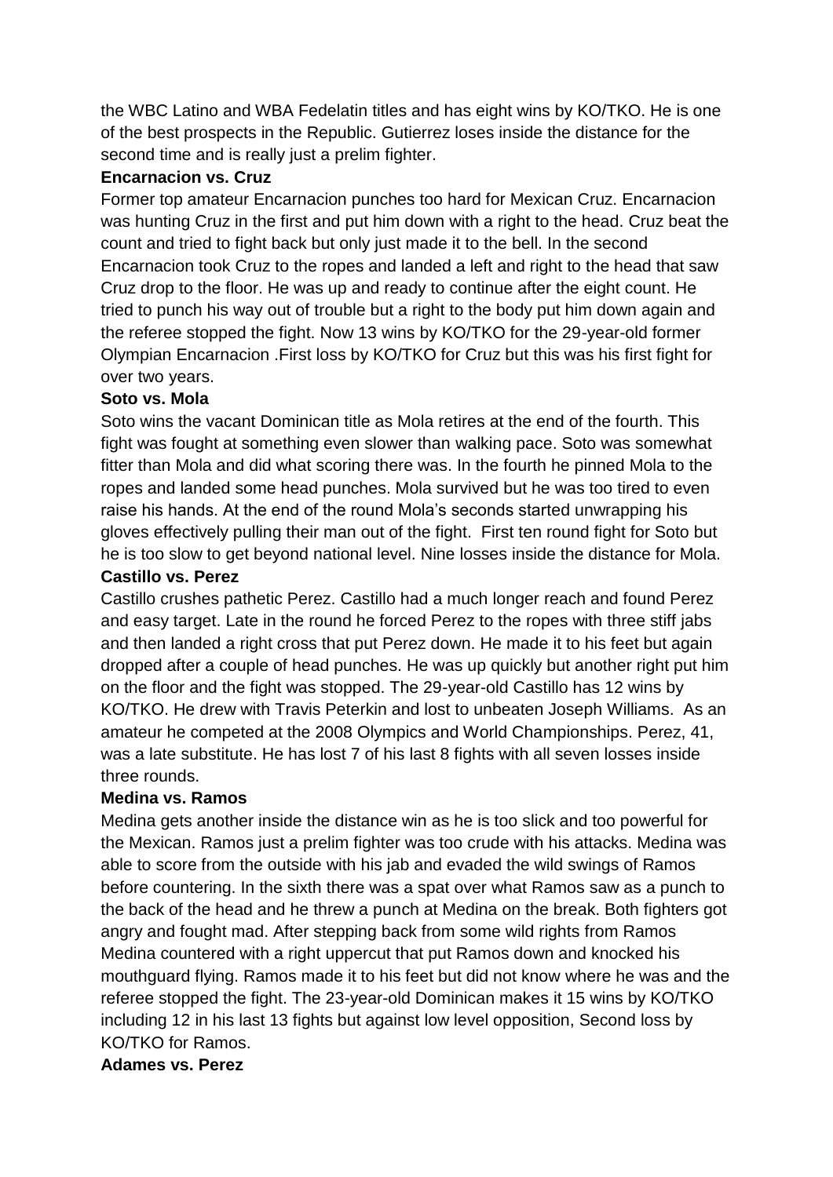the WBC Latino and WBA Fedelatin titles and has eight wins by KO/TKO. He is one of the best prospects in the Republic. Gutierrez loses inside the distance for the second time and is really just a prelim fighter.

**Encarnacion vs. Cruz**

Former top amateur Encarnacion punches too hard for Mexican Cruz. Encarnacion was hunting Cruz in the first and put him down with a right to the head. Cruz beat the count and tried to fight back but only just made it to the bell. In the second Encarnacion took Cruz to the ropes and landed a left and right to the head that saw Cruz drop to the floor. He was up and ready to continue after the eight count. He tried to punch his way out of trouble but a right to the body put him down again and the referee stopped the fight. Now 13 wins by KO/TKO for the 29-year-old former Olympian Encarnacion .First loss by KO/TKO for Cruz but this was his first fight for over two years.

**Soto vs. Mola**

Soto wins the vacant Dominican title as Mola retires at the end of the fourth. This fight was fought at something even slower than walking pace. Soto was somewhat fitter than Mola and did what scoring there was. In the fourth he pinned Mola to the ropes and landed some head punches. Mola survived but he was too tired to even raise his hands. At the end of the round Mola's seconds started unwrapping his gloves effectively pulling their man out of the fight. First ten round fight for Soto but he is too slow to get beyond national level. Nine losses inside the distance for Mola.

**Castillo vs. Perez**

Castillo crushes pathetic Perez. Castillo had a much longer reach and found Perez and easy target. Late in the round he forced Perez to the ropes with three stiff jabs and then landed a right cross that put Perez down. He made it to his feet but again dropped after a couple of head punches. He was up quickly but another right put him on the floor and the fight was stopped. The 29-year-old Castillo has 12 wins by KO/TKO. He drew with Travis Peterkin and lost to unbeaten Joseph Williams. As an amateur he competed at the 2008 Olympics and World Championships. Perez, 41, was a late substitute. He has lost 7 of his last 8 fights with all seven losses inside three rounds.

**Medina vs. Ramos**

Medina gets another inside the distance win as he is too slick and too powerful for the Mexican. Ramos just a prelim fighter was too crude with his attacks. Medina was able to score from the outside with his jab and evaded the wild swings of Ramos before countering. In the sixth there was a spat over what Ramos saw as a punch to the back of the head and he threw a punch at Medina on the break. Both fighters got angry and fought mad. After stepping back from some wild rights from Ramos Medina countered with a right uppercut that put Ramos down and knocked his mouthguard flying. Ramos made it to his feet but did not know where he was and the referee stopped the fight. The 23-year-old Dominican makes it 15 wins by KO/TKO including 12 in his last 13 fights but against low level opposition, Second loss by KO/TKO for Ramos.

**Adames vs. Perez**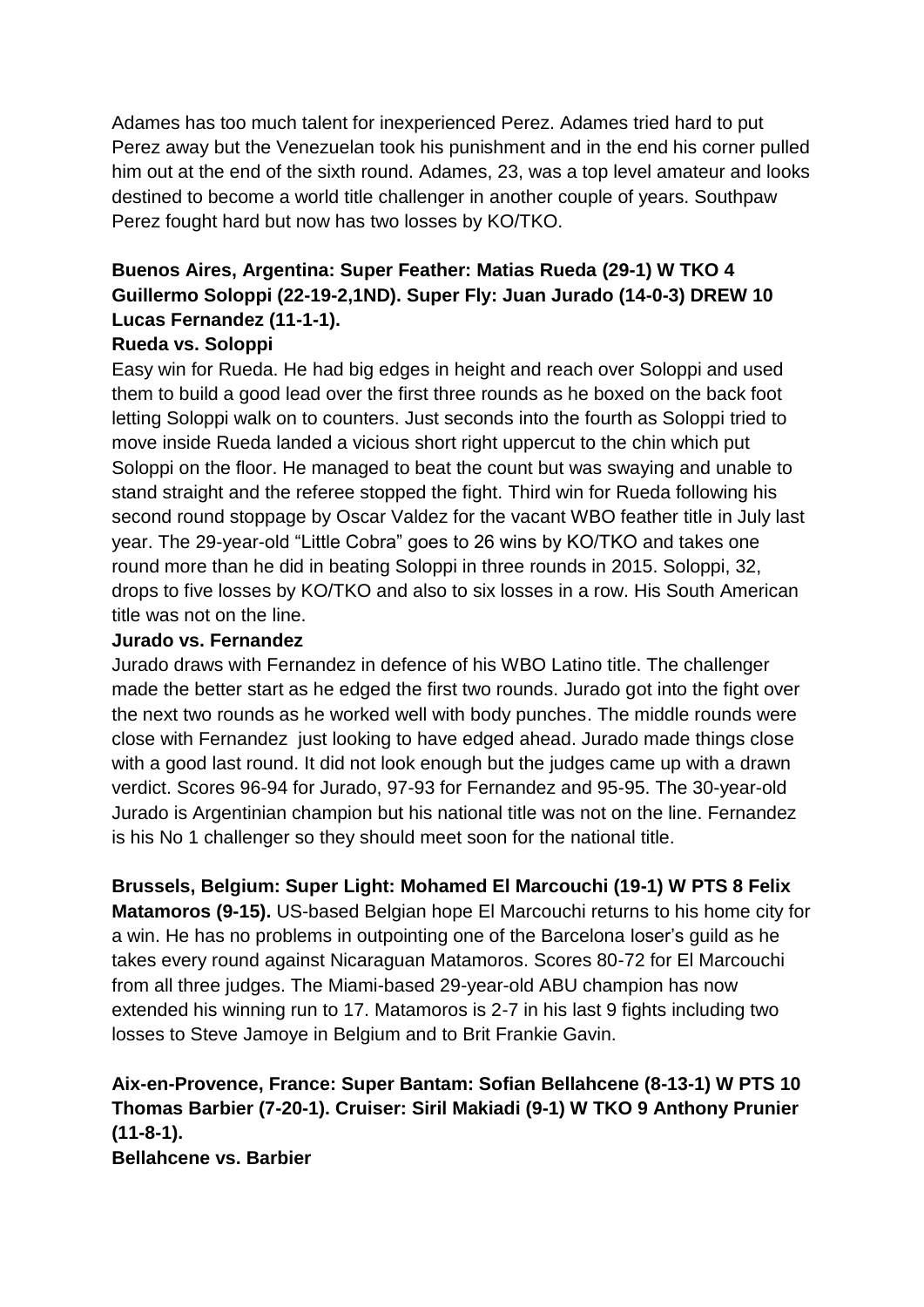Adames has too much talent for inexperienced Perez. Adames tried hard to put Perez away but the Venezuelan took his punishment and in the end his corner pulled him out at the end of the sixth round. Adames, 23, was a top level amateur and looks destined to become a world title challenger in another couple of years. Southpaw Perez fought hard but now has two losses by KO/TKO.

**Buenos Aires, Argentina: Super Feather: Matias Rueda (29-1) W TKO 4 Guillermo Soloppi (22-19-2,1ND). Super Fly: Juan Jurado (14-0-3) DREW 10 Lucas Fernandez (11-1-1).**

**Rueda vs. Soloppi**

Easy win for Rueda. He had big edges in height and reach over Soloppi and used them to build a good lead over the first three rounds as he boxed on the back foot letting Soloppi walk on to counters. Just seconds into the fourth as Soloppi tried to move inside Rueda landed a vicious short right uppercut to the chin which put Soloppi on the floor. He managed to beat the count but was swaying and unable to stand straight and the referee stopped the fight. Third win for Rueda following his second round stoppage by Oscar Valdez for the vacant WBO feather title in July last year. The 29-year-old "Little Cobra" goes to 26 wins by KO/TKO and takes one round more than he did in beating Soloppi in three rounds in 2015. Soloppi, 32, drops to five losses by KO/TKO and also to six losses in a row. His South American title was not on the line.

**Jurado vs. Fernandez**

Jurado draws with Fernandez in defence of his WBO Latino title. The challenger made the better start as he edged the first two rounds. Jurado got into the fight over the next two rounds as he worked well with body punches. The middle rounds were close with Fernandez just looking to have edged ahead. Jurado made things close with a good last round. It did not look enough but the judges came up with a drawn verdict. Scores 96-94 for Jurado, 97-93 for Fernandez and 95-95. The 30-year-old Jurado is Argentinian champion but his national title was not on the line. Fernandez is his No 1 challenger so they should meet soon for the national title.

**Brussels, Belgium: Super Light: Mohamed El Marcouchi (19-1) W PTS 8 Felix Matamoros (9-15).** US-based Belgian hope El Marcouchi returns to his home city for a win. He has no problems in outpointing one of the Barcelona loser's guild as he takes every round against Nicaraguan Matamoros. Scores 80-72 for El Marcouchi from all three judges. The Miami-based 29-year-old ABU champion has now extended his winning run to 17. Matamoros is 2-7 in his last 9 fights including two losses to Steve Jamoye in Belgium and to Brit Frankie Gavin.

**Aix-en-Provence, France: Super Bantam: Sofian Bellahcene (8-13-1) W PTS 10 Thomas Barbier (7-20-1). Cruiser: Siril Makiadi (9-1) W TKO 9 Anthony Prunier (11-8-1).**

**Bellahcene vs. Barbier**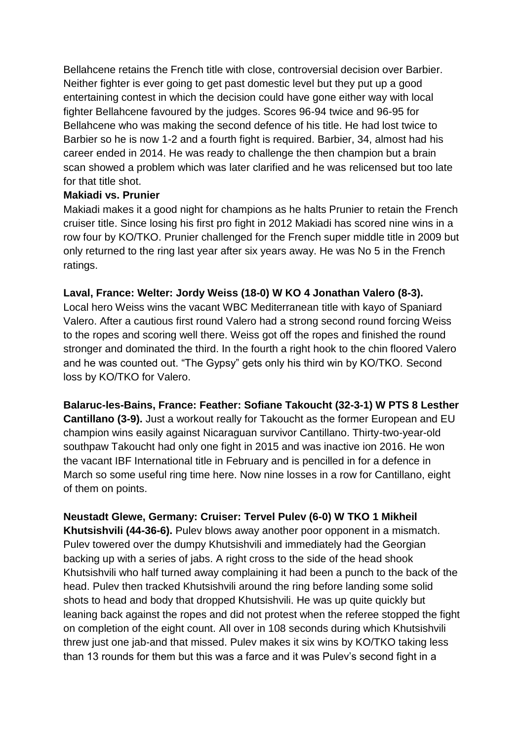Bellahcene retains the French title with close, controversial decision over Barbier. Neither fighter is ever going to get past domestic level but they put up a good entertaining contest in which the decision could have gone either way with local fighter Bellahcene favoured by the judges. Scores 96-94 twice and 96-95 for Bellahcene who was making the second defence of his title. He had lost twice to Barbier so he is now 1-2 and a fourth fight is required. Barbier, 34, almost had his career ended in 2014. He was ready to challenge the then champion but a brain scan showed a problem which was later clarified and he was relicensed but too late for that title shot.

**Makiadi vs. Prunier**

Makiadi makes it a good night for champions as he halts Prunier to retain the French cruiser title. Since losing his first pro fight in 2012 Makiadi has scored nine wins in a row four by KO/TKO. Prunier challenged for the French super middle title in 2009 but only returned to the ring last year after six years away. He was No 5 in the French ratings.

**Laval, France: Welter: Jordy Weiss (18-0) W KO 4 Jonathan Valero (8-3).**
Local hero Weiss wins the vacant WBC Mediterranean title with kayo of Spaniard Valero. After a cautious first round Valero had a strong second round forcing Weiss to the ropes and scoring well there. Weiss got off the ropes and finished the round stronger and dominated the third. In the fourth a right hook to the chin floored Valero and he was counted out. "The Gypsy" gets only his third win by KO/TKO. Second loss by KO/TKO for Valero.

**Balaruc-les-Bains, France: Feather: Sofiane Takoucht (32-3-1) W PTS 8 Lesther Cantillano (3-9).** Just a workout really for Takoucht as the former European and EU champion wins easily against Nicaraguan survivor Cantillano. Thirty-two-year-old southpaw Takoucht had only one fight in 2015 and was inactive ion 2016. He won the vacant IBF International title in February and is pencilled in for a defence in March so some useful ring time here. Now nine losses in a row for Cantillano, eight of them on points.

**Neustadt Glewe, Germany: Cruiser: Tervel Pulev (6-0) W TKO 1 Mikheil Khutsishvili (44-36-6).** Pulev blows away another poor opponent in a mismatch. Pulev towered over the dumpy Khutsishvili and immediately had the Georgian backing up with a series of jabs. A right cross to the side of the head shook Khutsishvili who half turned away complaining it had been a punch to the back of the head. Pulev then tracked Khutsishvili around the ring before landing some solid shots to head and body that dropped Khutsishvili. He was up quite quickly but leaning back against the ropes and did not protest when the referee stopped the fight on completion of the eight count. All over in 108 seconds during which Khutsishvili threw just one jab-and that missed. Pulev makes it six wins by KO/TKO taking less than 13 rounds for them but this was a farce and it was Pulev's second fight in a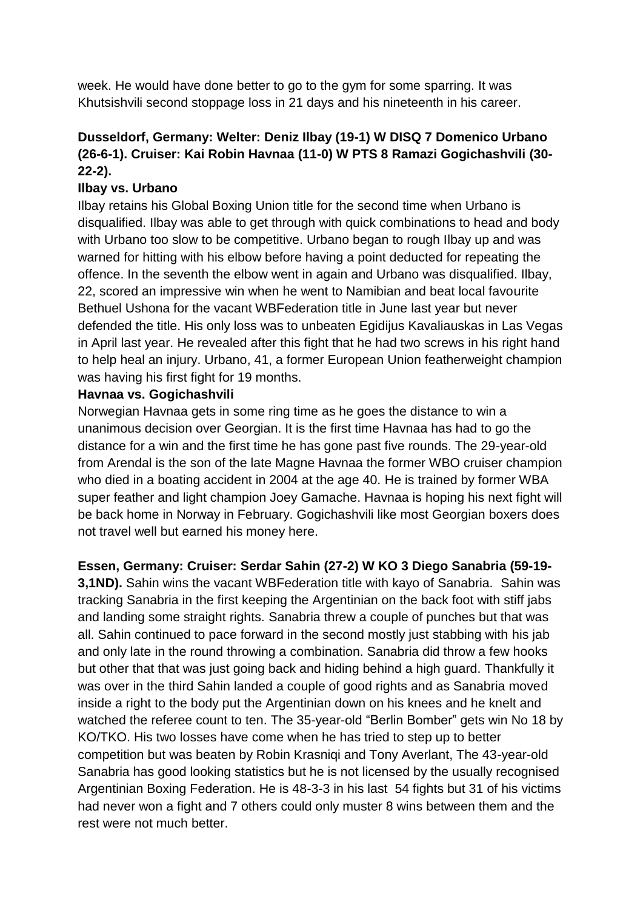week. He would have done better to go to the gym for some sparring. It was Khutsishvili second stoppage loss in 21 days and his nineteenth in his career.

**Dusseldorf, Germany: Welter: Deniz Ilbay (19-1) W DISQ 7 Domenico Urbano (26-6-1). Cruiser: Kai Robin Havnaa (11-0) W PTS 8 Ramazi Gogichashvili (30-22-2).**

**Ilbay vs. Urbano**

Ilbay retains his Global Boxing Union title for the second time when Urbano is disqualified. Ilbay was able to get through with quick combinations to head and body with Urbano too slow to be competitive. Urbano began to rough Ilbay up and was warned for hitting with his elbow before having a point deducted for repeating the offence. In the seventh the elbow went in again and Urbano was disqualified. Ilbay, 22, scored an impressive win when he went to Namibian and beat local favourite Bethuel Ushona for the vacant WBFederation title in June last year but never defended the title. His only loss was to unbeaten Egidijus Kavaliauskas in Las Vegas in April last year. He revealed after this fight that he had two screws in his right hand to help heal an injury. Urbano, 41, a former European Union featherweight champion was having his first fight for 19 months.

**Havnaa vs. Gogichashvili**

Norwegian Havnaa gets in some ring time as he goes the distance to win a unanimous decision over Georgian. It is the first time Havnaa has had to go the distance for a win and the first time he has gone past five rounds. The 29-year-old from Arendal is the son of the late Magne Havnaa the former WBO cruiser champion who died in a boating accident in 2004 at the age 40. He is trained by former WBA super feather and light champion Joey Gamache. Havnaa is hoping his next fight will be back home in Norway in February. Gogichashvili like most Georgian boxers does not travel well but earned his money here.

**Essen, Germany: Cruiser: Serdar Sahin (27-2) W KO 3 Diego Sanabria (59-19-3,1ND).** Sahin wins the vacant WBFederation title with kayo of Sanabria. Sahin was tracking Sanabria in the first keeping the Argentinian on the back foot with stiff jabs and landing some straight rights. Sanabria threw a couple of punches but that was all. Sahin continued to pace forward in the second mostly just stabbing with his jab and only late in the round throwing a combination. Sanabria did throw a few hooks but other that that was just going back and hiding behind a high guard. Thankfully it was over in the third Sahin landed a couple of good rights and as Sanabria moved inside a right to the body put the Argentinian down on his knees and he knelt and watched the referee count to ten. The 35-year-old "Berlin Bomber" gets win No 18 by KO/TKO. His two losses have come when he has tried to step up to better competition but was beaten by Robin Krasniqi and Tony Averlant, The 43-year-old Sanabria has good looking statistics but he is not licensed by the usually recognised Argentinian Boxing Federation. He is 48-3-3 in his last 54 fights but 31 of his victims had never won a fight and 7 others could only muster 8 wins between them and the rest were not much better.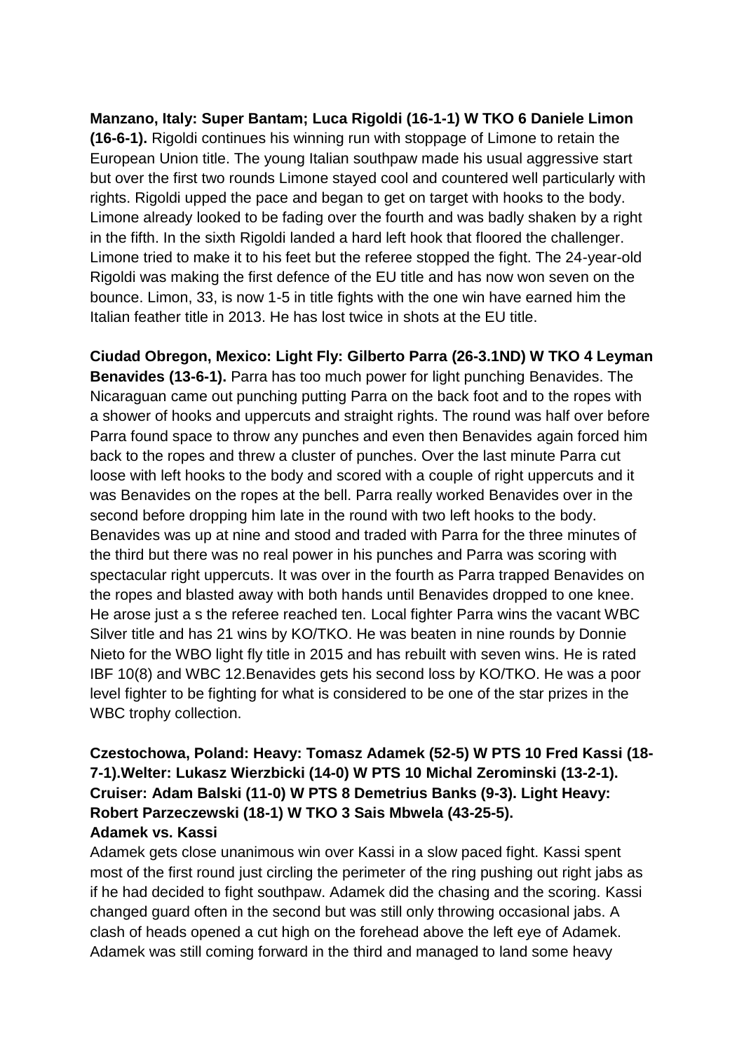**Manzano, Italy: Super Bantam; Luca Rigoldi (16-1-1) W TKO 6 Daniele Limon (16-6-1).** Rigoldi continues his winning run with stoppage of Limone to retain the European Union title. The young Italian southpaw made his usual aggressive start but over the first two rounds Limone stayed cool and countered well particularly with rights. Rigoldi upped the pace and began to get on target with hooks to the body. Limone already looked to be fading over the fourth and was badly shaken by a right in the fifth. In the sixth Rigoldi landed a hard left hook that floored the challenger. Limone tried to make it to his feet but the referee stopped the fight. The 24-year-old Rigoldi was making the first defence of the EU title and has now won seven on the bounce. Limon, 33, is now 1-5 in title fights with the one win have earned him the Italian feather title in 2013. He has lost twice in shots at the EU title.

**Ciudad Obregon, Mexico: Light Fly: Gilberto Parra (26-3.1ND) W TKO 4 Leyman Benavides (13-6-1).** Parra has too much power for light punching Benavides. The Nicaraguan came out punching putting Parra on the back foot and to the ropes with a shower of hooks and uppercuts and straight rights. The round was half over before Parra found space to throw any punches and even then Benavides again forced him back to the ropes and threw a cluster of punches. Over the last minute Parra cut loose with left hooks to the body and scored with a couple of right uppercuts and it was Benavides on the ropes at the bell. Parra really worked Benavides over in the second before dropping him late in the round with two left hooks to the body. Benavides was up at nine and stood and traded with Parra for the three minutes of the third but there was no real power in his punches and Parra was scoring with spectacular right uppercuts. It was over in the fourth as Parra trapped Benavides on the ropes and blasted away with both hands until Benavides dropped to one knee. He arose just a s the referee reached ten. Local fighter Parra wins the vacant WBC Silver title and has 21 wins by KO/TKO. He was beaten in nine rounds by Donnie Nieto for the WBO light fly title in 2015 and has rebuilt with seven wins. He is rated IBF 10(8) and WBC 12.Benavides gets his second loss by KO/TKO. He was a poor level fighter to be fighting for what is considered to be one of the star prizes in the WBC trophy collection.

**Czestochowa, Poland: Heavy: Tomasz Adamek (52-5) W PTS 10 Fred Kassi (18-7-1).Welter: Lukasz Wierzbicki (14-0) W PTS 10 Michal Zerominski (13-2-1). Cruiser: Adam Balski (11-0) W PTS 8 Demetrius Banks (9-3). Light Heavy: Robert Parzeczewski (18-1) W TKO 3 Sais Mbwela (43-25-5).**

**Adamek vs. Kassi**

Adamek gets close unanimous win over Kassi in a slow paced fight. Kassi spent most of the first round just circling the perimeter of the ring pushing out right jabs as if he had decided to fight southpaw. Adamek did the chasing and the scoring. Kassi changed guard often in the second but was still only throwing occasional jabs. A clash of heads opened a cut high on the forehead above the left eye of Adamek. Adamek was still coming forward in the third and managed to land some heavy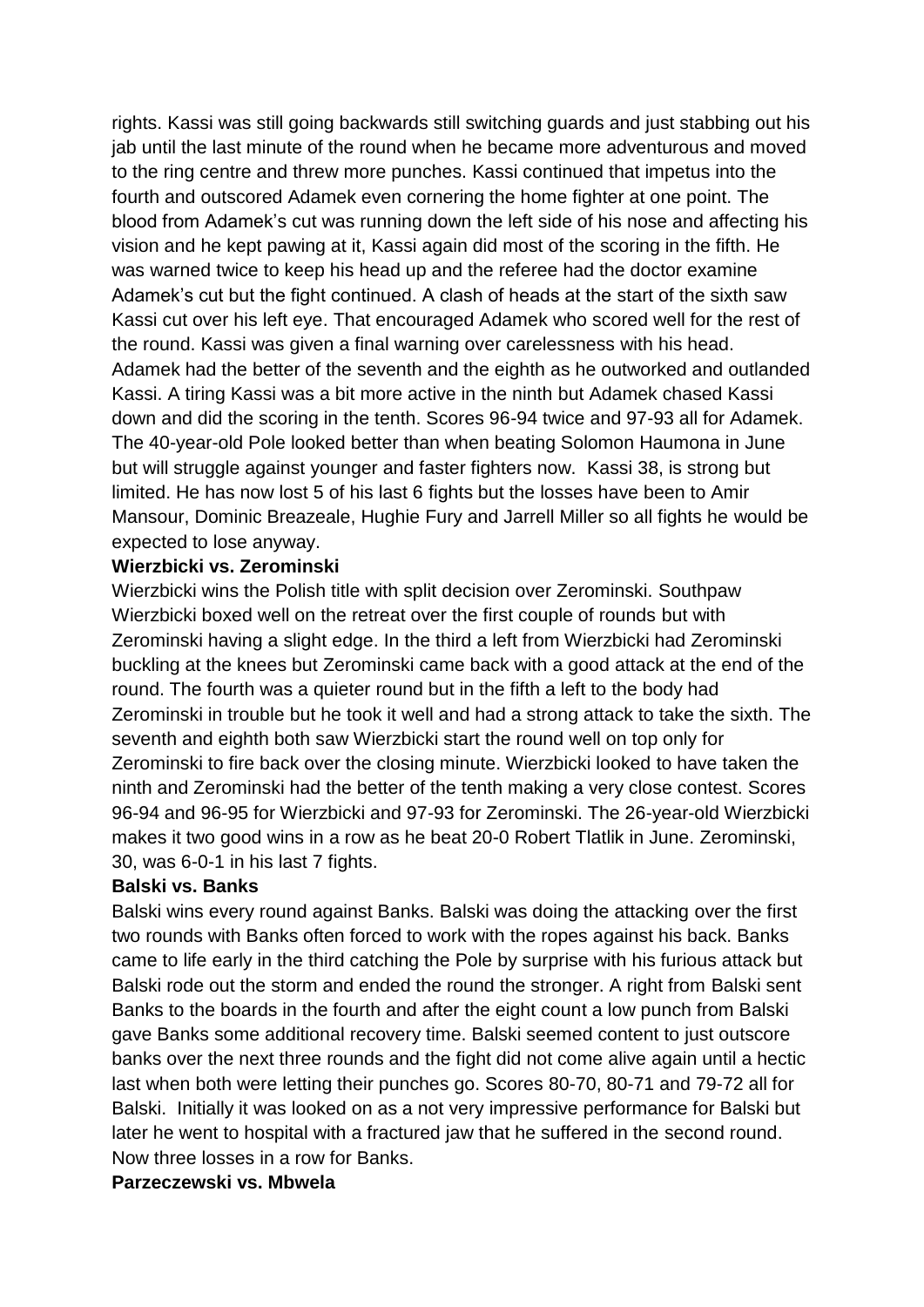rights. Kassi was still going backwards still switching guards and just stabbing out his jab until the last minute of the round when he became more adventurous and moved to the ring centre and threw more punches. Kassi continued that impetus into the fourth and outscored Adamek even cornering the home fighter at one point. The blood from Adamek's cut was running down the left side of his nose and affecting his vision and he kept pawing at it, Kassi again did most of the scoring in the fifth. He was warned twice to keep his head up and the referee had the doctor examine Adamek's cut but the fight continued. A clash of heads at the start of the sixth saw Kassi cut over his left eye. That encouraged Adamek who scored well for the rest of the round. Kassi was given a final warning over carelessness with his head. Adamek had the better of the seventh and the eighth as he outworked and outlanded Kassi. A tiring Kassi was a bit more active in the ninth but Adamek chased Kassi down and did the scoring in the tenth. Scores 96-94 twice and 97-93 all for Adamek. The 40-year-old Pole looked better than when beating Solomon Haumona in June but will struggle against younger and faster fighters now. Kassi 38, is strong but limited. He has now lost 5 of his last 6 fights but the losses have been to Amir Mansour, Dominic Breazeale, Hughie Fury and Jarrell Miller so all fights he would be expected to lose anyway.

**Wierzbicki vs. Zerominski**

Wierzbicki wins the Polish title with split decision over Zerominski. Southpaw Wierzbicki boxed well on the retreat over the first couple of rounds but with Zerominski having a slight edge. In the third a left from Wierzbicki had Zerominski buckling at the knees but Zerominski came back with a good attack at the end of the round. The fourth was a quieter round but in the fifth a left to the body had Zerominski in trouble but he took it well and had a strong attack to take the sixth. The seventh and eighth both saw Wierzbicki start the round well on top only for Zerominski to fire back over the closing minute. Wierzbicki looked to have taken the ninth and Zerominski had the better of the tenth making a very close contest. Scores 96-94 and 96-95 for Wierzbicki and 97-93 for Zerominski. The 26-year-old Wierzbicki makes it two good wins in a row as he beat 20-0 Robert Tlatlik in June. Zerominski, 30, was 6-0-1 in his last 7 fights.

**Balski vs. Banks**

Balski wins every round against Banks. Balski was doing the attacking over the first two rounds with Banks often forced to work with the ropes against his back. Banks came to life early in the third catching the Pole by surprise with his furious attack but Balski rode out the storm and ended the round the stronger. A right from Balski sent Banks to the boards in the fourth and after the eight count a low punch from Balski gave Banks some additional recovery time. Balski seemed content to just outscore banks over the next three rounds and the fight did not come alive again until a hectic last when both were letting their punches go. Scores 80-70, 80-71 and 79-72 all for Balski. Initially it was looked on as a not very impressive performance for Balski but later he went to hospital with a fractured jaw that he suffered in the second round. Now three losses in a row for Banks.

**Parzeczewski vs. Mbwela**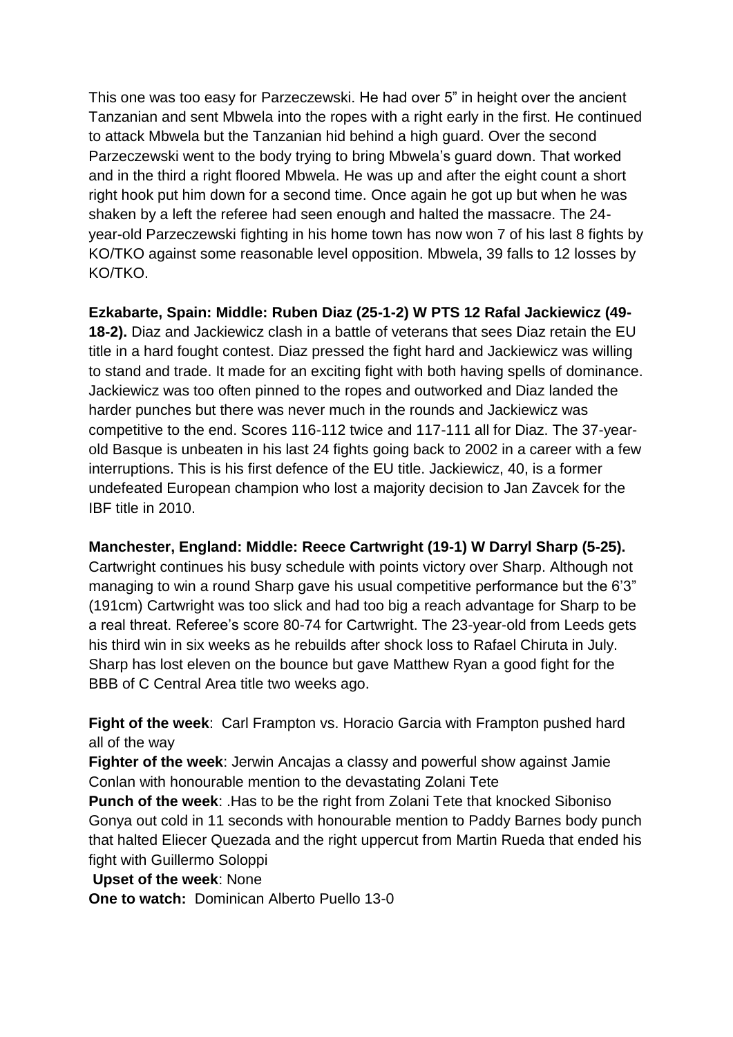This one was too easy for Parzeczewski. He had over 5" in height over the ancient Tanzanian and sent Mbwela into the ropes with a right early in the first. He continued to attack Mbwela but the Tanzanian hid behind a high guard. Over the second Parzeczewski went to the body trying to bring Mbwela's guard down. That worked and in the third a right floored Mbwela. He was up and after the eight count a short right hook put him down for a second time. Once again he got up but when he was shaken by a left the referee had seen enough and halted the massacre. The 24-year-old Parzeczewski fighting in his home town has now won 7 of his last 8 fights by KO/TKO against some reasonable level opposition. Mbwela, 39 falls to 12 losses by KO/TKO.

**Ezkabarte, Spain: Middle: Ruben Diaz (25-1-2) W PTS 12 Rafal Jackiewicz (49-18-2).** Diaz and Jackiewicz clash in a battle of veterans that sees Diaz retain the EU title in a hard fought contest. Diaz pressed the fight hard and Jackiewicz was willing to stand and trade. It made for an exciting fight with both having spells of dominance. Jackiewicz was too often pinned to the ropes and outworked and Diaz landed the harder punches but there was never much in the rounds and Jackiewicz was competitive to the end. Scores 116-112 twice and 117-111 all for Diaz. The 37-year-old Basque is unbeaten in his last 24 fights going back to 2002 in a career with a few interruptions. This is his first defence of the EU title. Jackiewicz, 40, is a former undefeated European champion who lost a majority decision to Jan Zavcek for the IBF title in 2010.

**Manchester, England: Middle: Reece Cartwright (19-1) W Darryl Sharp (5-25).** Cartwright continues his busy schedule with points victory over Sharp. Although not managing to win a round Sharp gave his usual competitive performance but the 6'3" (191cm) Cartwright was too slick and had too big a reach advantage for Sharp to be a real threat. Referee's score 80-74 for Cartwright. The 23-year-old from Leeds gets his third win in six weeks as he rebuilds after shock loss to Rafael Chiruta in July. Sharp has lost eleven on the bounce but gave Matthew Ryan a good fight for the BBB of C Central Area title two weeks ago.

**Fight of the week**: Carl Frampton vs. Horacio Garcia with Frampton pushed hard all of the way

**Fighter of the week**: Jerwin Ancajas a classy and powerful show against Jamie Conlan with honourable mention to the devastating Zolani Tete

**Punch of the week**: .Has to be the right from Zolani Tete that knocked Siboniso Gonya out cold in 11 seconds with honourable mention to Paddy Barnes body punch that halted Eliecer Quezada and the right uppercut from Martin Rueda that ended his fight with Guillermo Soloppi

**Upset of the week**: None

**One to watch:** Dominican Alberto Puello 13-0